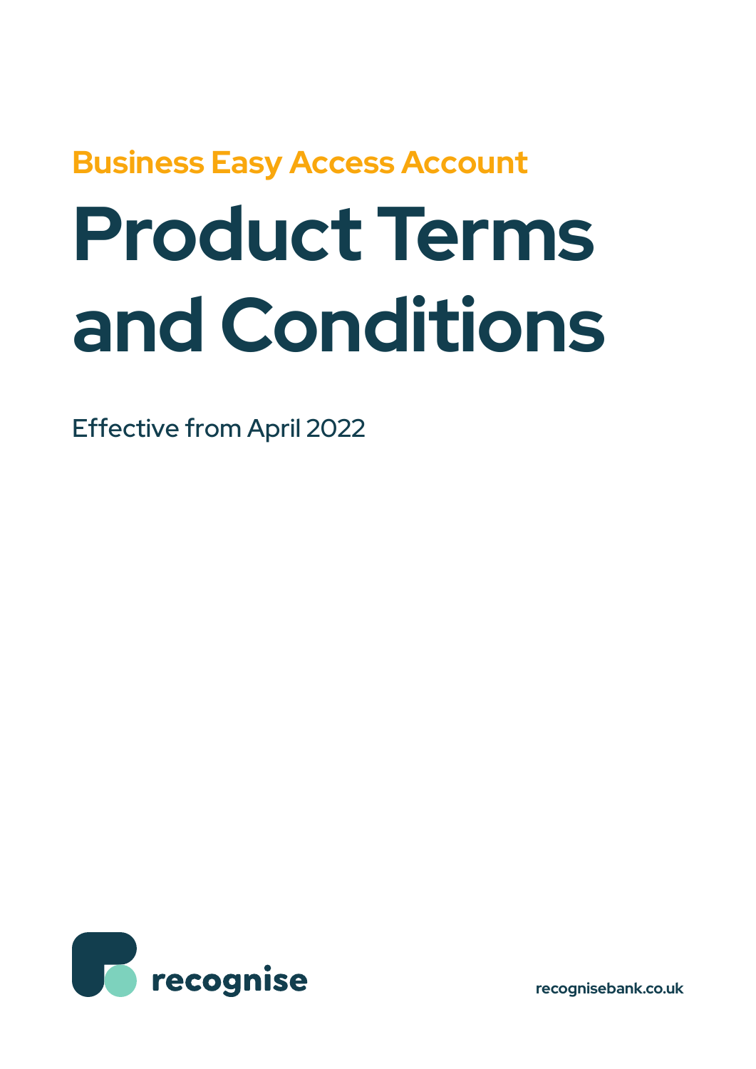## Business Easy Access Account

# Product Terms and Conditions

Effective from April 2022

recognise

recognisebank.co.uk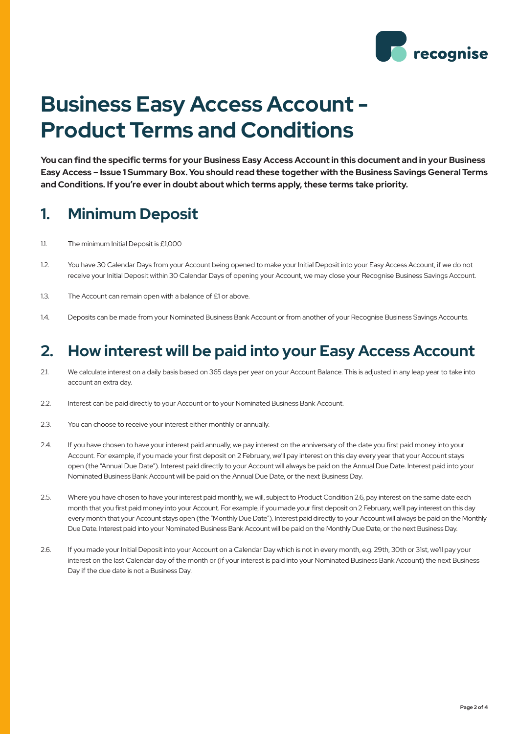# Business Easy Access Account - Product Terms and Conditions

**You can find the specific terms for your Business Easy Access Account in this document and in your Business Easy Access – Issue 1 Summary Box. You should read these together with the Business Savings General Terms and Conditions. If you're ever in doubt about which terms apply, these terms take priority.**

## 1. Minimum Deposit

1.1. The minimum Initial Deposit is £1,000

1.2. You have 30 Calendar Days from your Account being opened to make your Initial Deposit into your Easy Access Account, if we do not receive your Initial Deposit within 30 Calendar Days of opening your Account, we may close your Recognise Business Savings Account.

1.3. The Account can remain open with a balance of £1 or above.

1.4. Deposits can be made from your Nominated Business Bank Account or from another of your Recognise Business Savings Accounts.

## 2. How interest will be paid into your Easy Access Account

2.1. We calculate interest on a daily basis based on 365 days per year on your Account Balance. This is adjusted in any leap year to take into account an extra day.

2.2. Interest can be paid directly to your Account or to your Nominated Business Bank Account.

2.3. You can choose to receive your interest either monthly or annually.

2.4. If you have chosen to have your interest paid annually, we pay interest on the anniversary of the date you first paid money into your Account. For example, if you made your first deposit on 2 February, we'll pay interest on this day every year that your Account stays open (the "Annual Due Date"). Interest paid directly to your Account will always be paid on the Annual Due Date. Interest paid into your Nominated Business Bank Account will be paid on the Annual Due Date, or the next Business Day.

2.5. Where you have chosen to have your interest paid monthly, we will, subject to Product Condition 2.6, pay interest on the same date each month that you first paid money into your Account. For example, if you made your first deposit on 2 February, we'll pay interest on this day every month that your Account stays open (the "Monthly Due Date"). Interest paid directly to your Account will always be paid on the Monthly Due Date. Interest paid into your Nominated Business Bank Account will be paid on the Monthly Due Date, or the next Business Day.

2.6. If you made your Initial Deposit into your Account on a Calendar Day which is not in every month, e.g. 29th, 30th or 31st, we'll pay your interest on the last Calendar day of the month or (if your interest is paid into your Nominated Business Bank Account) the next Business Day if the due date is not a Business Day.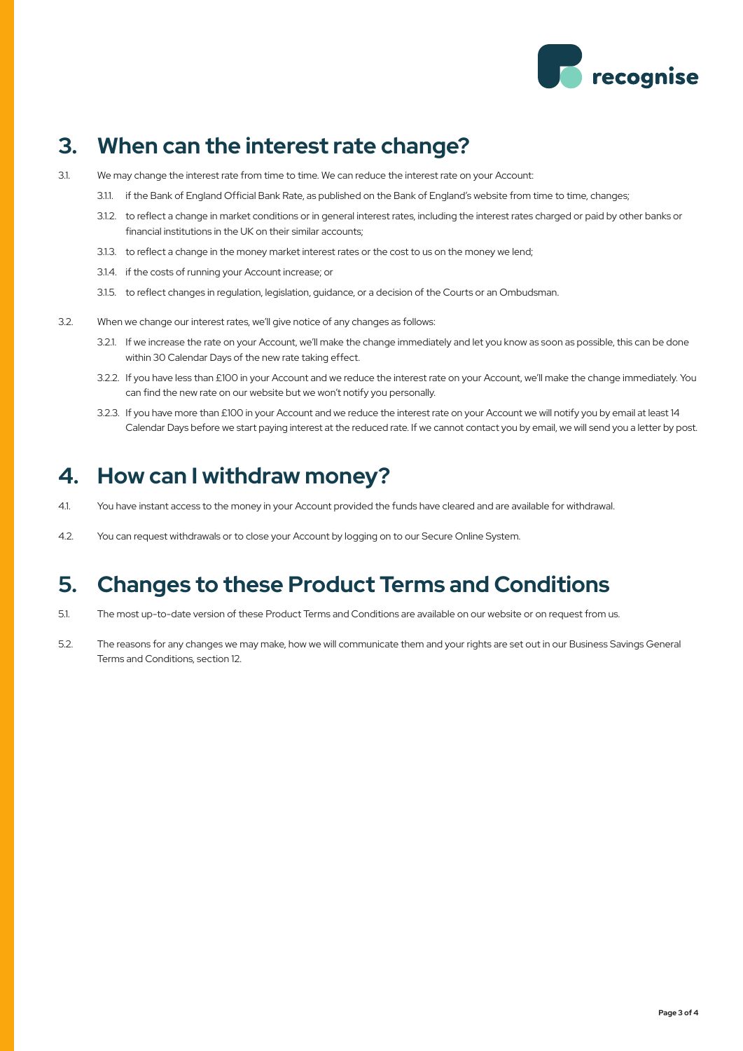## 3. When can the interest rate change?

3.1. We may change the interest rate from time to time. We can reduce the interest rate on your Account:

3.1.1. if the Bank of England Official Bank Rate, as published on the Bank of England's website from time to time, changes;

3.1.2. to reflect a change in market conditions or in general interest rates, including the interest rates charged or paid by other banks or financial institutions in the UK on their similar accounts;

3.1.3. to reflect a change in the money market interest rates or the cost to us on the money we lend;

3.1.4. if the costs of running your Account increase; or

3.1.5. to reflect changes in regulation, legislation, guidance, or a decision of the Courts or an Ombudsman.

3.2. When we change our interest rates, we'll give notice of any changes as follows:

3.2.1. If we increase the rate on your Account, we'll make the change immediately and let you know as soon as possible, this can be done within 30 Calendar Days of the new rate taking effect.

3.2.2. If you have less than £100 in your Account and we reduce the interest rate on your Account, we'll make the change immediately. You can find the new rate on our website but we won't notify you personally.

3.2.3. If you have more than £100 in your Account and we reduce the interest rate on your Account we will notify you by email at least 14 Calendar Days before we start paying interest at the reduced rate. If we cannot contact you by email, we will send you a letter by post.

## 4. How can I withdraw money?

4.1. You have instant access to the money in your Account provided the funds have cleared and are available for withdrawal.

4.2. You can request withdrawals or to close your Account by logging on to our Secure Online System.

## 5. Changes to these Product Terms and Conditions

5.1. The most up-to-date version of these Product Terms and Conditions are available on our website or on request from us.

5.2. The reasons for any changes we may make, how we will communicate them and your rights are set out in our Business Savings General Terms and Conditions, section 12.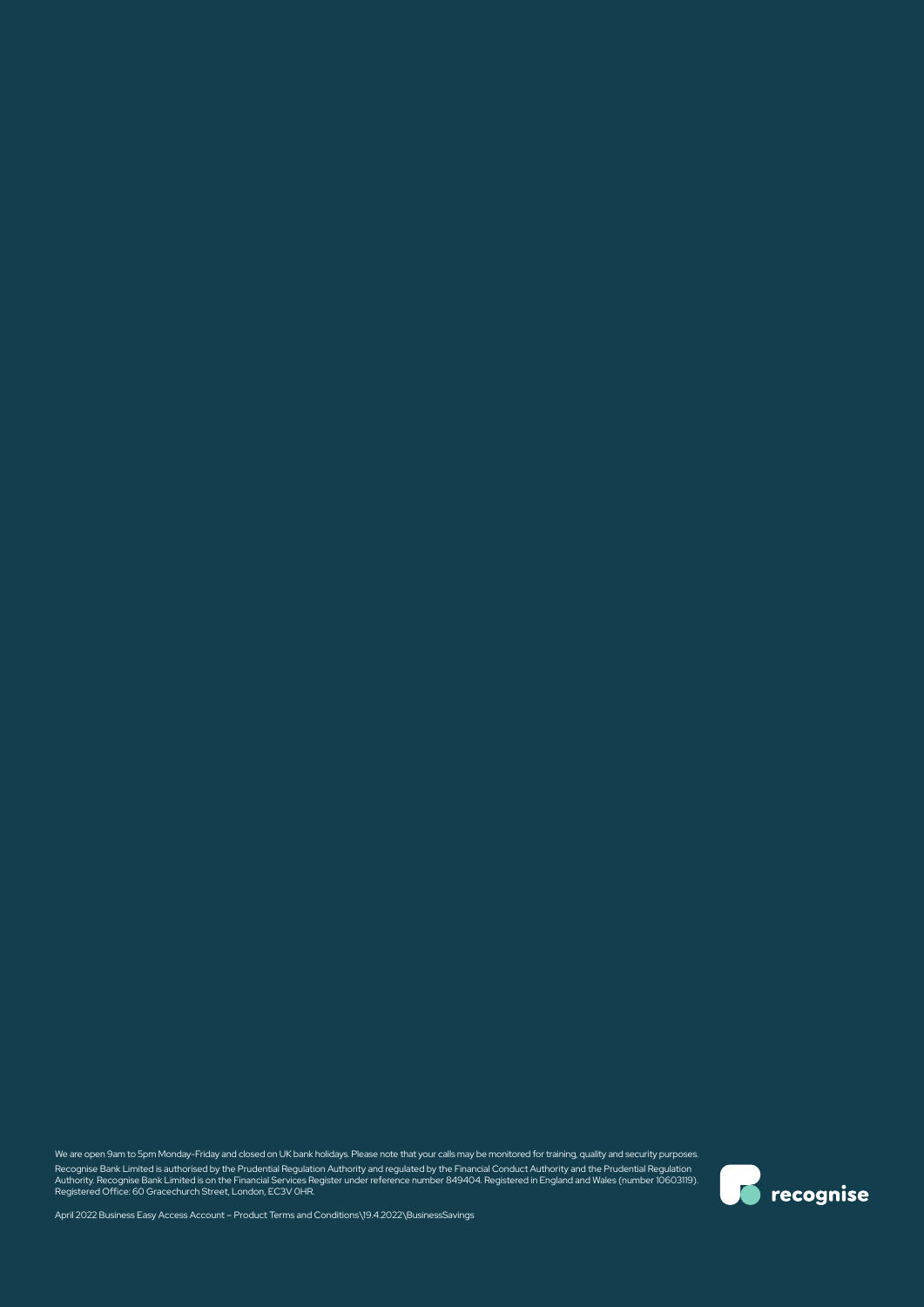We are open 9am to 5pm Monday-Friday and closed on UK bank holidays. Please note that your calls may be monitored for training, quality and security purposes.

Recognise Bank Limited is authorised by the Prudential Regulation Authority and regulated by the Financial Conduct Authority and the Prudential Regulation Authority. Recognise Bank Limited is on the Financial Services Register under reference number 849404. Registered in England and Wales (number 10603119). Registered Office: 60 Gracechurch Street, London, EC3V 0HR.

April 2022 Business Easy Access Account – Product Terms and Conditions\19.4.2022\BusinessSavings

recognise